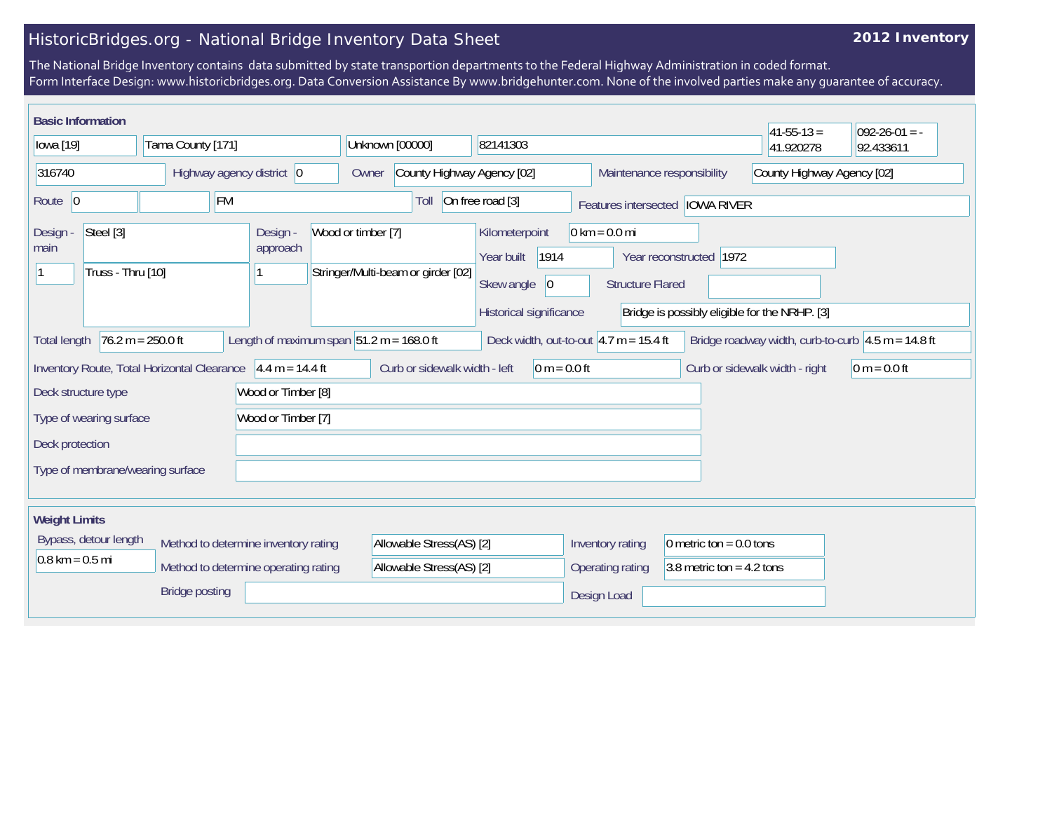# HistoricBridges.org - National Bridge Inventory Data Sheet

**2012 Inventory**

The National Bridge Inventory contains data submitted by state transportion departments to the Federal Highway Administration in coded format.
Form Interface Design: www.historicbridges.org. Data Conversion Assistance By www.bridgehunter.com. None of the involved parties make any guarantee of accuracy.

## Basic Information

| | | | | | |
|---|---|---|---|---|---|
| Iowa [19] | Tama County [171] | Unknown [00000] | 82141303 | 41-55-13 = 41.920278 | 092-26-01 = -92.433611 |

| Field | Value |
|---|---|
| Structure number | 316740 |
| Highway agency district | 0 |
| Owner | County Highway Agency [02] |
| Maintenance responsibility | County Highway Agency [02] |
| Route | 0 |
| | FM |
| Toll | On free road [3] |
| Features intersected | IOWA RIVER |
| Design - main | Steel [3] |
| | 1 |
| | Truss - Thru [10] |
| Design - approach | Wood or timber [7] |
| | 1 |
| | Stringer/Multi-beam or girder [02] |
| Kilometerpoint | 0 km = 0.0 mi |
| Year built | 1914 |
| Year reconstructed | 1972 |
| Skew angle | 0 |
| Structure Flared | |
| Historical significance | Bridge is possibly eligible for the NRHP. [3] |
| Total length | 76.2 m = 250.0 ft |
| Length of maximum span | 51.2 m = 168.0 ft |
| Deck width, out-to-out | 4.7 m = 15.4 ft |
| Bridge roadway width, curb-to-curb | 4.5 m = 14.8 ft |
| Inventory Route, Total Horizontal Clearance | 4.4 m = 14.4 ft |
| Curb or sidewalk width - left | 0 m = 0.0 ft |
| Curb or sidewalk width - right | 0 m = 0.0 ft |
| Deck structure type | Wood or Timber [8] |
| Type of wearing surface | Wood or Timber [7] |
| Deck protection | |
| Type of membrane/wearing surface | |

## Weight Limits

| Field | Value |
|---|---|
| Bypass, detour length | 0.8 km = 0.5 mi |
| Method to determine inventory rating | Allowable Stress(AS) [2] |
| Method to determine operating rating | Allowable Stress(AS) [2] |
| Inventory rating | 0 metric ton = 0.0 tons |
| Operating rating | 3.8 metric ton = 4.2 tons |
| Bridge posting | |
| Design Load | |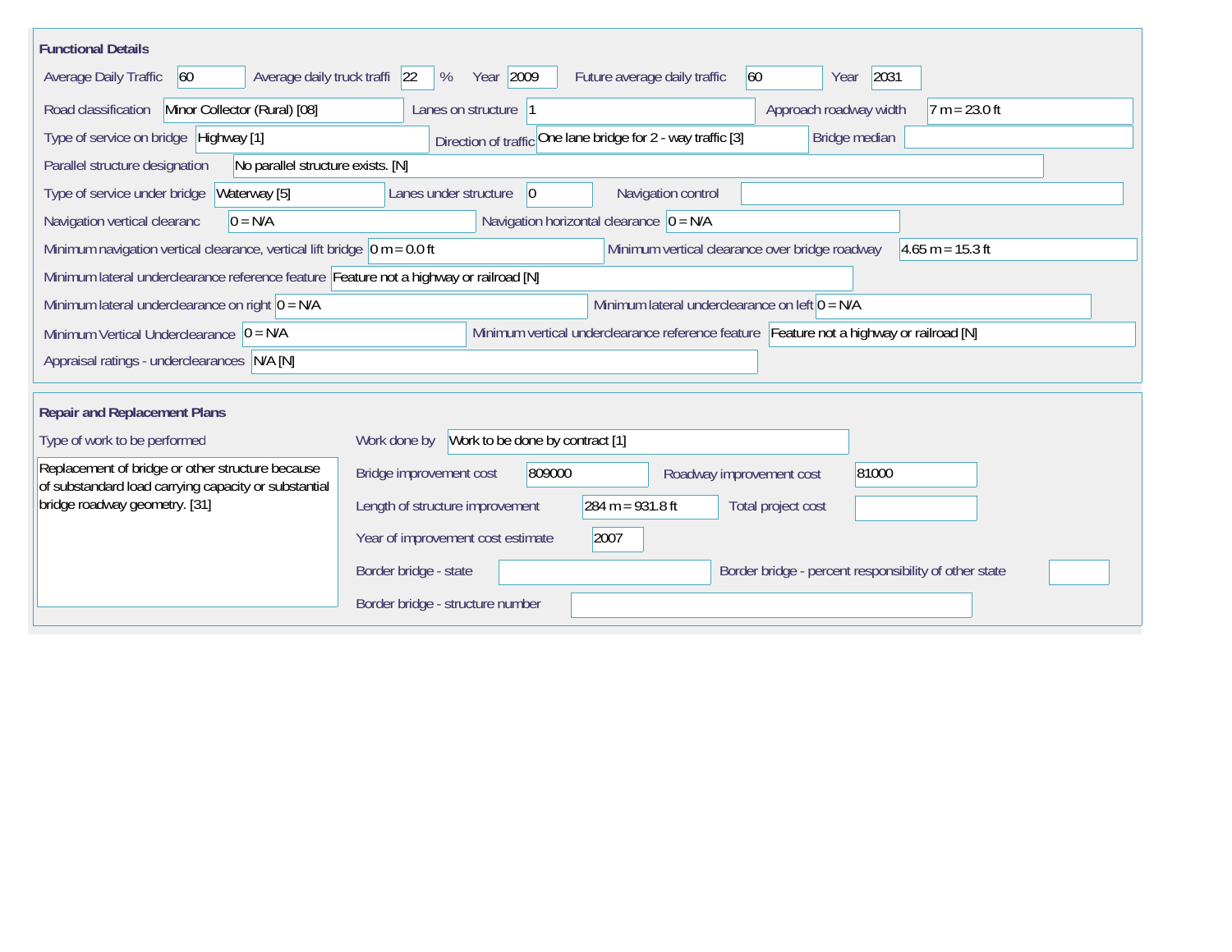## Functional Details

| Field | Value |
|---|---|
| Average Daily Traffic | 60 |
| Average daily truck traffi | 22 % |
| Year | 2009 |
| Future average daily traffic | 60 |
| Year | 2031 |
| Road classification | Minor Collector (Rural) [08] |
| Lanes on structure | 1 |
| Approach roadway width | 7 m = 23.0 ft |
| Type of service on bridge | Highway [1] |
| Direction of traffic | One lane bridge for 2 - way traffic [3] |
| Bridge median | |
| Parallel structure designation | No parallel structure exists. [N] |
| Type of service under bridge | Waterway [5] |
| Lanes under structure | 0 |
| Navigation control | |
| Navigation vertical clearanc | 0 = N/A |
| Navigation horizontal clearance | 0 = N/A |
| Minimum navigation vertical clearance, vertical lift bridge | 0 m = 0.0 ft |
| Minimum vertical clearance over bridge roadway | 4.65 m = 15.3 ft |
| Minimum lateral underclearance reference feature | Feature not a highway or railroad [N] |
| Minimum lateral underclearance on right | 0 = N/A |
| Minimum lateral underclearance on left | 0 = N/A |
| Minimum Vertical Underclearance | 0 = N/A |
| Minimum vertical underclearance reference feature | Feature not a highway or railroad [N] |
| Appraisal ratings - underclearances | N/A [N] |

## Repair and Replacement Plans

| Field | Value |
|---|---|
| Type of work to be performed | Replacement of bridge or other structure because of substandard load carrying capacity or substantial bridge roadway geometry. [31] |
| Work done by | Work to be done by contract [1] |
| Bridge improvement cost | 809000 |
| Roadway improvement cost | 81000 |
| Length of structure improvement | 284 m = 931.8 ft |
| Total project cost | |
| Year of improvement cost estimate | 2007 |
| Border bridge - state | |
| Border bridge - percent responsibility of other state | |
| Border bridge - structure number | |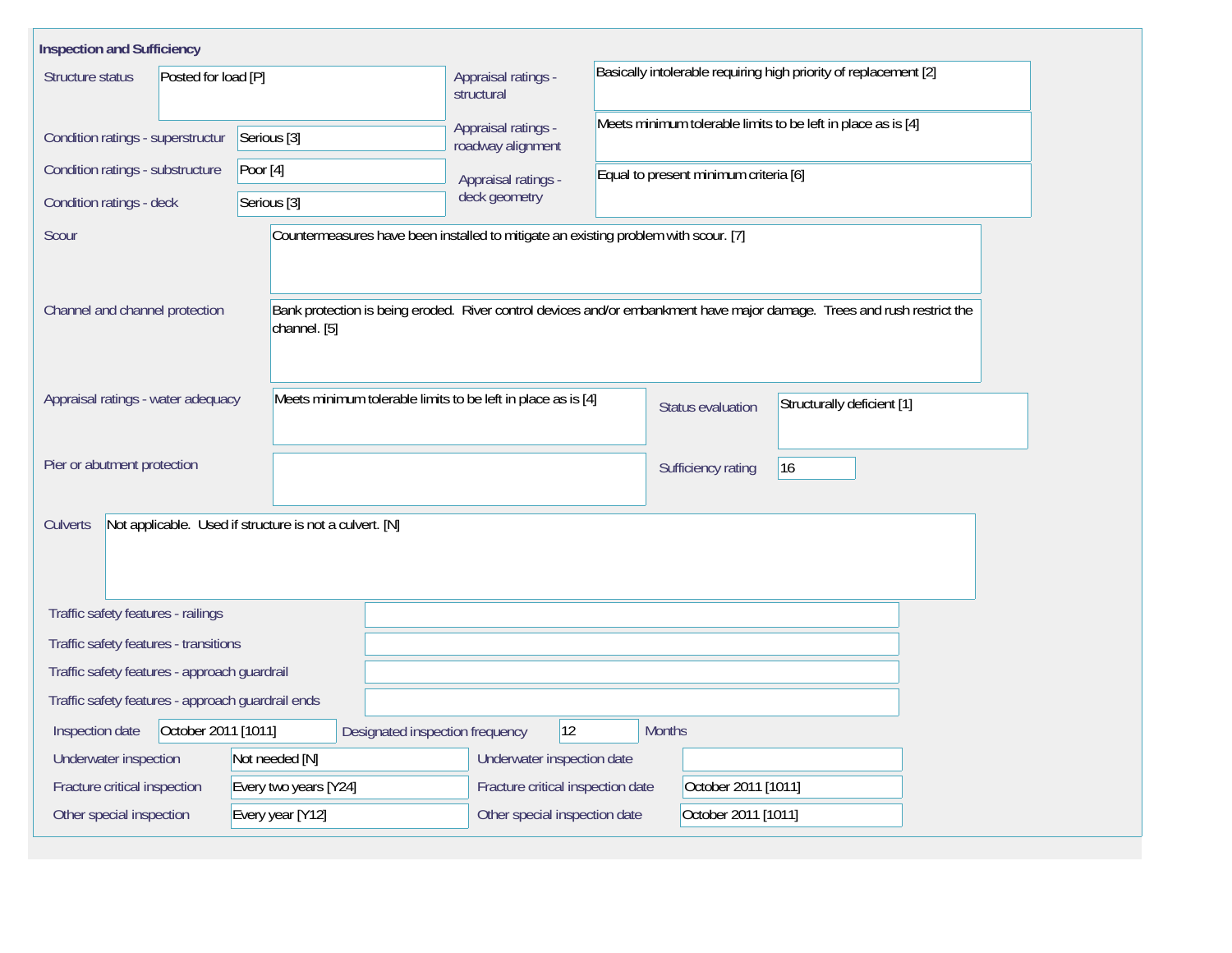## Inspection and Sufficiency

| Field | Value |
|---|---|
| Structure status | Posted for load [P] |
| Appraisal ratings - structural | Basically intolerable requiring high priority of replacement [2] |
| Condition ratings - superstructur | Serious [3] |
| Appraisal ratings - roadway alignment | Meets minimum tolerable limits to be left in place as is [4] |
| Condition ratings - substructure | Poor [4] |
| Condition ratings - deck | Serious [3] |
| Appraisal ratings - deck geometry | Equal to present minimum criteria [6] |
| Scour | Countermeasures have been installed to mitigate an existing problem with scour. [7] |
| Channel and channel protection | Bank protection is being eroded. River control devices and/or embankment have major damage. Trees and rush restrict the channel. [5] |
| Appraisal ratings - water adequacy | Meets minimum tolerable limits to be left in place as is [4] |
| Status evaluation | Structurally deficient [1] |
| Pier or abutment protection | |
| Sufficiency rating | 16 |
| Culverts | Not applicable. Used if structure is not a culvert. [N] |
| Traffic safety features - railings | |
| Traffic safety features - transitions | |
| Traffic safety features - approach guardrail | |
| Traffic safety features - approach guardrail ends | |
| Inspection date | October 2011 [1011] |
| Designated inspection frequency | 12 Months |
| Underwater inspection | Not needed [N] |
| Underwater inspection date | |
| Fracture critical inspection | Every two years [Y24] |
| Fracture critical inspection date | October 2011 [1011] |
| Other special inspection | Every year [Y12] |
| Other special inspection date | October 2011 [1011] |